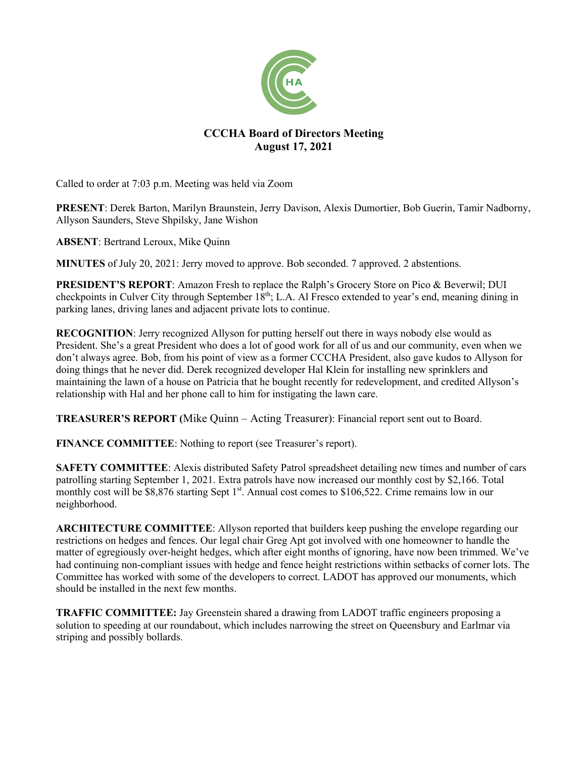# CCCHA Board of Directors Meeting
## August 17, 2021

Called to order at 7:03 p.m. Meeting was held via Zoom

**PRESENT**: Derek Barton, Marilyn Braunstein, Jerry Davison, Alexis Dumortier, Bob Guerin, Tamir Nadborny, Allyson Saunders, Steve Shpilsky, Jane Wishon

**ABSENT**: Bertrand Leroux, Mike Quinn

**MINUTES** of July 20, 2021: Jerry moved to approve. Bob seconded. 7 approved. 2 abstentions.

**PRESIDENT'S REPORT**: Amazon Fresh to replace the Ralph's Grocery Store on Pico & Beverwil; DUI checkpoints in Culver City through September 18th; L.A. Al Fresco extended to year's end, meaning dining in parking lanes, driving lanes and adjacent private lots to continue.

**RECOGNITION**: Jerry recognized Allyson for putting herself out there in ways nobody else would as President. She's a great President who does a lot of good work for all of us and our community, even when we don't always agree. Bob, from his point of view as a former CCCHA President, also gave kudos to Allyson for doing things that he never did. Derek recognized developer Hal Klein for installing new sprinklers and maintaining the lawn of a house on Patricia that he bought recently for redevelopment, and credited Allyson's relationship with Hal and her phone call to him for instigating the lawn care.

**TREASURER'S REPORT** (Mike Quinn – Acting Treasurer): Financial report sent out to Board.

**FINANCE COMMITTEE**: Nothing to report (see Treasurer's report).

**SAFETY COMMITTEE**: Alexis distributed Safety Patrol spreadsheet detailing new times and number of cars patrolling starting September 1, 2021. Extra patrols have now increased our monthly cost by $2,166. Total monthly cost will be $8,876 starting Sept 1st. Annual cost comes to $106,522. Crime remains low in our neighborhood.

**ARCHITECTURE COMMITTEE**: Allyson reported that builders keep pushing the envelope regarding our restrictions on hedges and fences. Our legal chair Greg Apt got involved with one homeowner to handle the matter of egregiously over-height hedges, which after eight months of ignoring, have now been trimmed. We've had continuing non-compliant issues with hedge and fence height restrictions within setbacks of corner lots. The Committee has worked with some of the developers to correct. LADOT has approved our monuments, which should be installed in the next few months.

**TRAFFIC COMMITTEE:** Jay Greenstein shared a drawing from LADOT traffic engineers proposing a solution to speeding at our roundabout, which includes narrowing the street on Queensbury and Earlmar via striping and possibly bollards.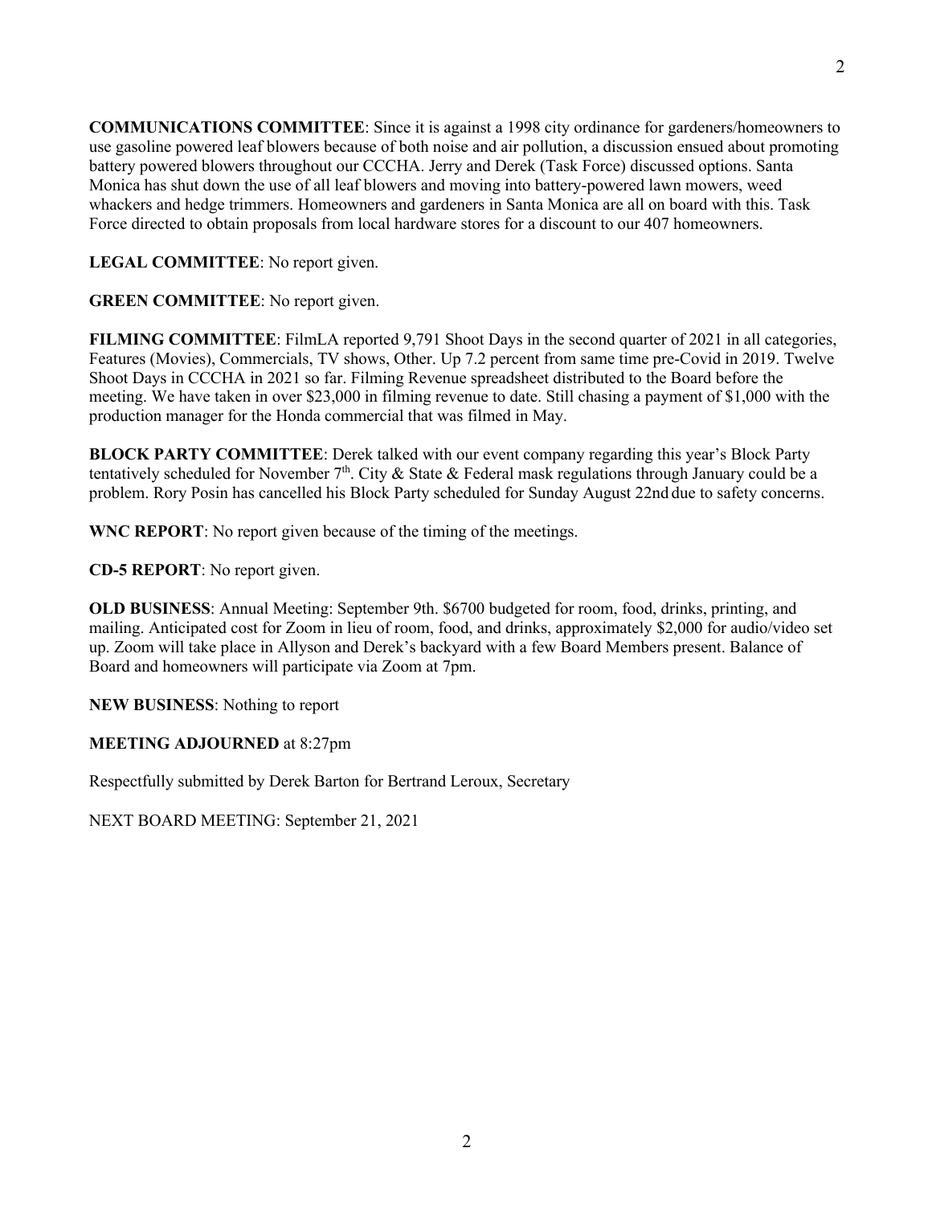**COMMUNICATIONS COMMITTEE**: Since it is against a 1998 city ordinance for gardeners/homeowners to use gasoline powered leaf blowers because of both noise and air pollution, a discussion ensued about promoting battery powered blowers throughout our CCCHA. Jerry and Derek (Task Force) discussed options. Santa Monica has shut down the use of all leaf blowers and moving into battery-powered lawn mowers, weed whackers and hedge trimmers. Homeowners and gardeners in Santa Monica are all on board with this. Task Force directed to obtain proposals from local hardware stores for a discount to our 407 homeowners.

**LEGAL COMMITTEE**: No report given.

**GREEN COMMITTEE**: No report given.

**FILMING COMMITTEE**: FilmLA reported 9,791 Shoot Days in the second quarter of 2021 in all categories, Features (Movies), Commercials, TV shows, Other. Up 7.2 percent from same time pre-Covid in 2019. Twelve Shoot Days in CCCHA in 2021 so far. Filming Revenue spreadsheet distributed to the Board before the meeting. We have taken in over $23,000 in filming revenue to date. Still chasing a payment of $1,000 with the production manager for the Honda commercial that was filmed in May.

**BLOCK PARTY COMMITTEE**: Derek talked with our event company regarding this year's Block Party tentatively scheduled for November 7th. City & State & Federal mask regulations through January could be a problem. Rory Posin has cancelled his Block Party scheduled for Sunday August 22nd due to safety concerns.

**WNC REPORT**: No report given because of the timing of the meetings.

**CD-5 REPORT**: No report given.

**OLD BUSINESS**: Annual Meeting: September 9th. $6700 budgeted for room, food, drinks, printing, and mailing. Anticipated cost for Zoom in lieu of room, food, and drinks, approximately $2,000 for audio/video set up. Zoom will take place in Allyson and Derek's backyard with a few Board Members present. Balance of Board and homeowners will participate via Zoom at 7pm.

**NEW BUSINESS**: Nothing to report

**MEETING ADJOURNED** at 8:27pm

Respectfully submitted by Derek Barton for Bertrand Leroux, Secretary

NEXT BOARD MEETING: September 21, 2021